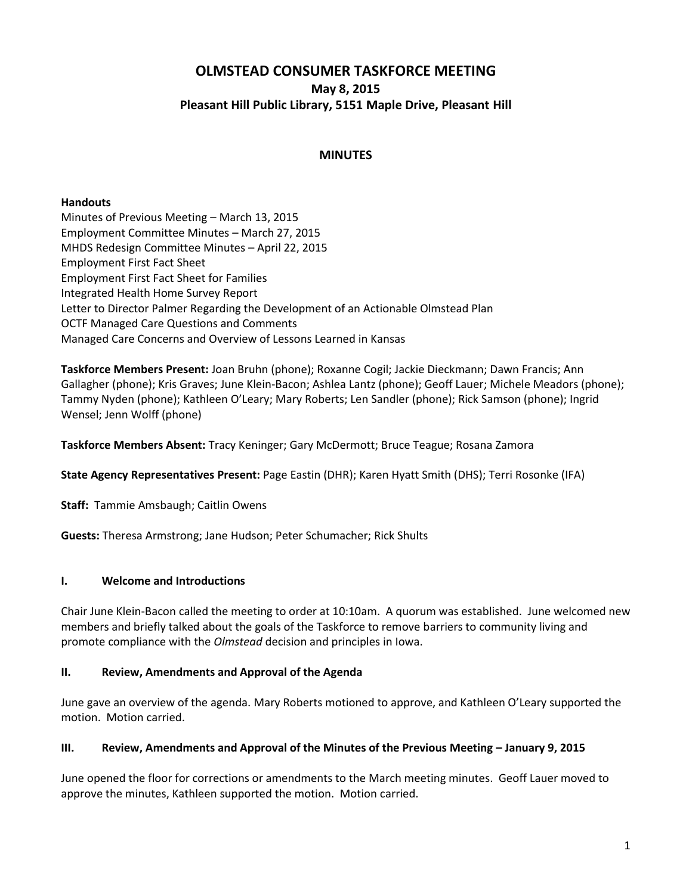# OLMSTEAD CONSUMER TASKFORCE MEETING

**May 8, 2015**

**Pleasant Hill Public Library, 5151 Maple Drive, Pleasant Hill**

## MINUTES

**Handouts**

Minutes of Previous Meeting – March 13, 2015
Employment Committee Minutes – March 27, 2015
MHDS Redesign Committee Minutes – April 22, 2015
Employment First Fact Sheet
Employment First Fact Sheet for Families
Integrated Health Home Survey Report
Letter to Director Palmer Regarding the Development of an Actionable Olmstead Plan
OCTF Managed Care Questions and Comments
Managed Care Concerns and Overview of Lessons Learned in Kansas

**Taskforce Members Present:** Joan Bruhn (phone); Roxanne Cogil; Jackie Dieckmann; Dawn Francis; Ann Gallagher (phone); Kris Graves; June Klein-Bacon; Ashlea Lantz (phone); Geoff Lauer; Michele Meadors (phone); Tammy Nyden (phone); Kathleen O'Leary; Mary Roberts; Len Sandler (phone); Rick Samson (phone); Ingrid Wensel; Jenn Wolff (phone)

**Taskforce Members Absent:** Tracy Keninger; Gary McDermott; Bruce Teague; Rosana Zamora

**State Agency Representatives Present:** Page Eastin (DHR); Karen Hyatt Smith (DHS); Terri Rosonke (IFA)

**Staff:** Tammie Amsbaugh; Caitlin Owens

**Guests:** Theresa Armstrong; Jane Hudson; Peter Schumacher; Rick Shults

### I. Welcome and Introductions

Chair June Klein-Bacon called the meeting to order at 10:10am. A quorum was established. June welcomed new members and briefly talked about the goals of the Taskforce to remove barriers to community living and promote compliance with the *Olmstead* decision and principles in Iowa.

### II. Review, Amendments and Approval of the Agenda

June gave an overview of the agenda. Mary Roberts motioned to approve, and Kathleen O'Leary supported the motion. Motion carried.

### III. Review, Amendments and Approval of the Minutes of the Previous Meeting – January 9, 2015

June opened the floor for corrections or amendments to the March meeting minutes. Geoff Lauer moved to approve the minutes, Kathleen supported the motion. Motion carried.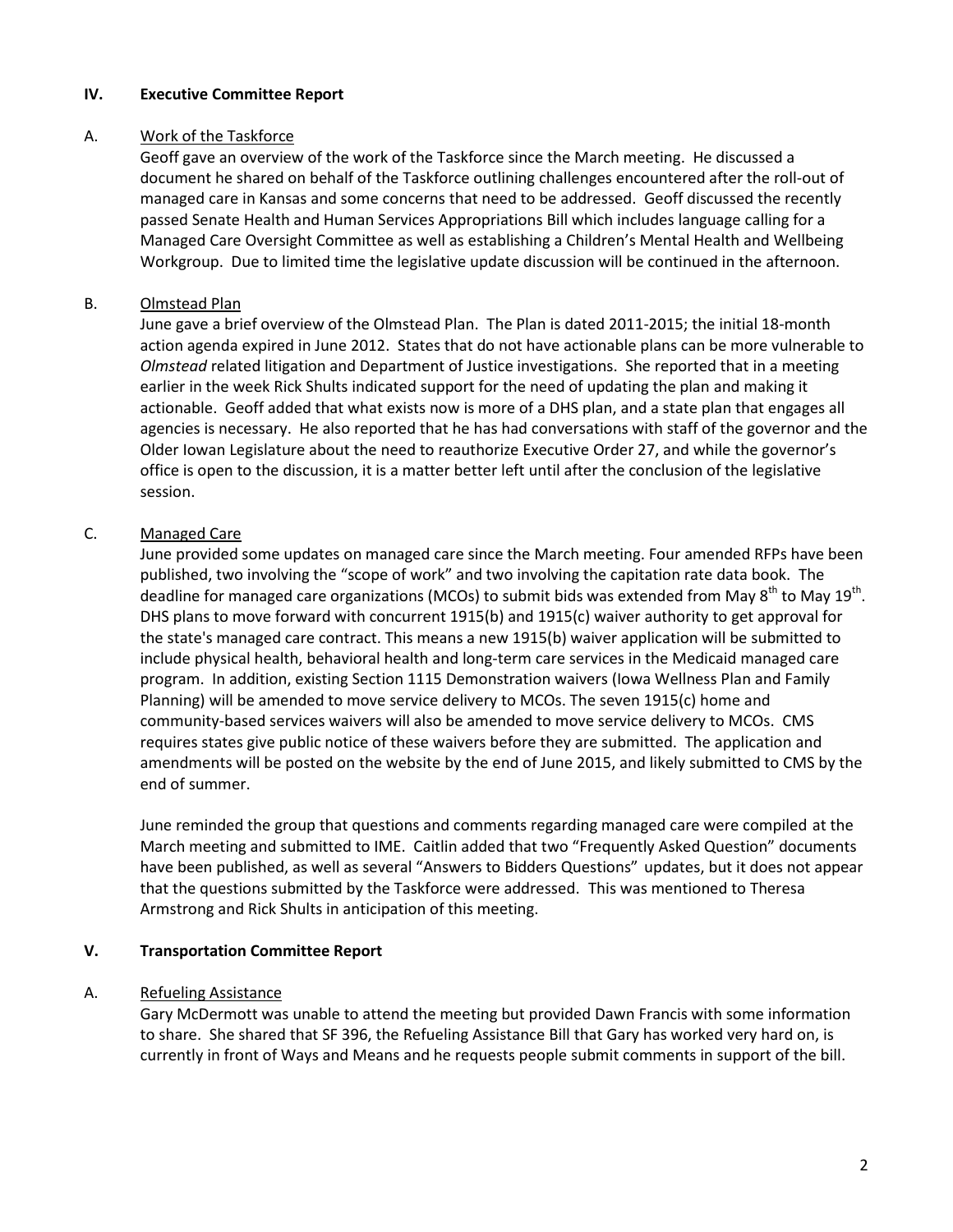## IV. Executive Committee Report

### A. Work of the Taskforce

Geoff gave an overview of the work of the Taskforce since the March meeting. He discussed a document he shared on behalf of the Taskforce outlining challenges encountered after the roll-out of managed care in Kansas and some concerns that need to be addressed. Geoff discussed the recently passed Senate Health and Human Services Appropriations Bill which includes language calling for a Managed Care Oversight Committee as well as establishing a Children's Mental Health and Wellbeing Workgroup. Due to limited time the legislative update discussion will be continued in the afternoon.

### B. Olmstead Plan

June gave a brief overview of the Olmstead Plan. The Plan is dated 2011-2015; the initial 18-month action agenda expired in June 2012. States that do not have actionable plans can be more vulnerable to *Olmstead* related litigation and Department of Justice investigations. She reported that in a meeting earlier in the week Rick Shults indicated support for the need of updating the plan and making it actionable. Geoff added that what exists now is more of a DHS plan, and a state plan that engages all agencies is necessary. He also reported that he has had conversations with staff of the governor and the Older Iowan Legislature about the need to reauthorize Executive Order 27, and while the governor's office is open to the discussion, it is a matter better left until after the conclusion of the legislative session.

### C. Managed Care

June provided some updates on managed care since the March meeting. Four amended RFPs have been published, two involving the "scope of work" and two involving the capitation rate data book. The deadline for managed care organizations (MCOs) to submit bids was extended from May 8th to May 19th. DHS plans to move forward with concurrent 1915(b) and 1915(c) waiver authority to get approval for the state's managed care contract. This means a new 1915(b) waiver application will be submitted to include physical health, behavioral health and long-term care services in the Medicaid managed care program. In addition, existing Section 1115 Demonstration waivers (Iowa Wellness Plan and Family Planning) will be amended to move service delivery to MCOs. The seven 1915(c) home and community-based services waivers will also be amended to move service delivery to MCOs. CMS requires states give public notice of these waivers before they are submitted. The application and amendments will be posted on the website by the end of June 2015, and likely submitted to CMS by the end of summer.

June reminded the group that questions and comments regarding managed care were compiled at the March meeting and submitted to IME. Caitlin added that two "Frequently Asked Question" documents have been published, as well as several "Answers to Bidders Questions" updates, but it does not appear that the questions submitted by the Taskforce were addressed. This was mentioned to Theresa Armstrong and Rick Shults in anticipation of this meeting.

## V. Transportation Committee Report

### A. Refueling Assistance

Gary McDermott was unable to attend the meeting but provided Dawn Francis with some information to share. She shared that SF 396, the Refueling Assistance Bill that Gary has worked very hard on, is currently in front of Ways and Means and he requests people submit comments in support of the bill.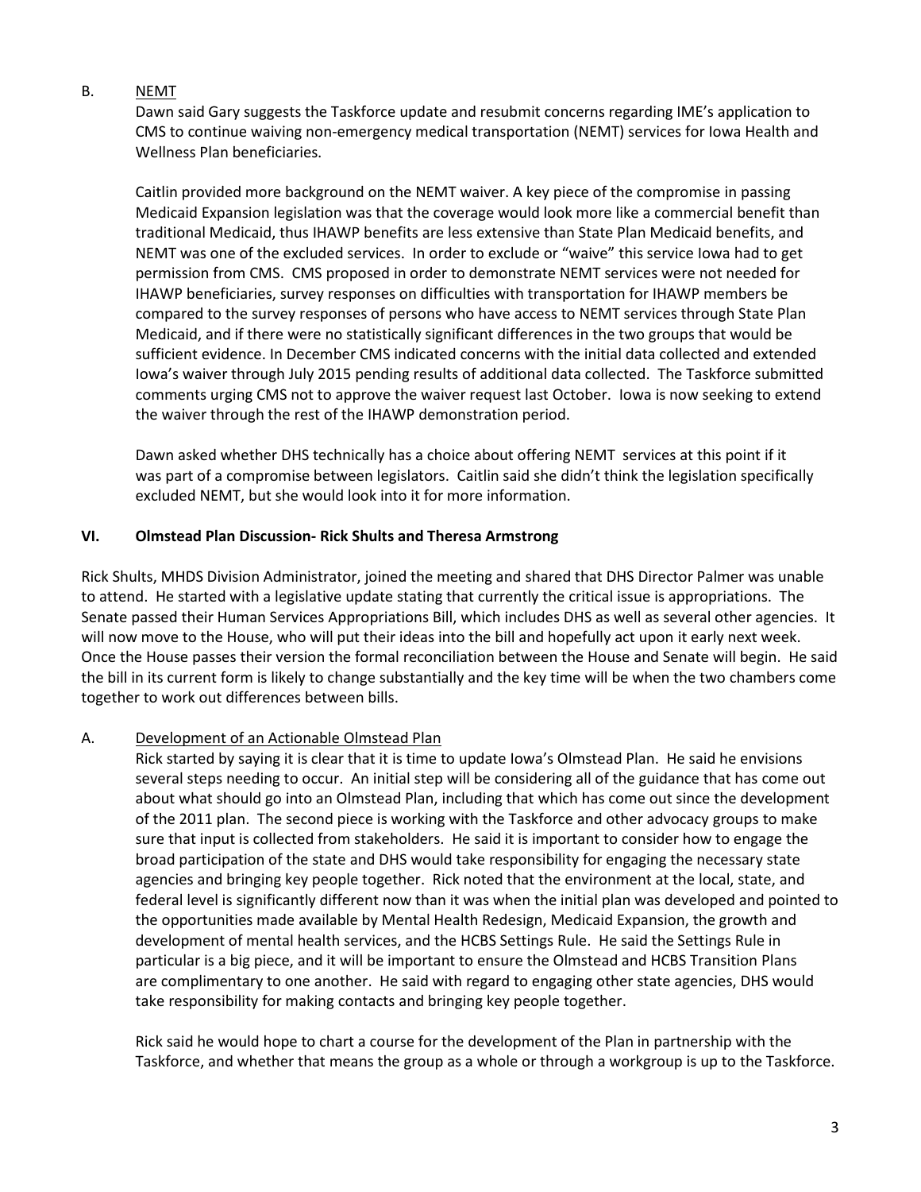B. NEMT

Dawn said Gary suggests the Taskforce update and resubmit concerns regarding IME's application to CMS to continue waiving non-emergency medical transportation (NEMT) services for Iowa Health and Wellness Plan beneficiaries.

Caitlin provided more background on the NEMT waiver. A key piece of the compromise in passing Medicaid Expansion legislation was that the coverage would look more like a commercial benefit than traditional Medicaid, thus IHAWP benefits are less extensive than State Plan Medicaid benefits, and NEMT was one of the excluded services. In order to exclude or "waive" this service Iowa had to get permission from CMS. CMS proposed in order to demonstrate NEMT services were not needed for IHAWP beneficiaries, survey responses on difficulties with transportation for IHAWP members be compared to the survey responses of persons who have access to NEMT services through State Plan Medicaid, and if there were no statistically significant differences in the two groups that would be sufficient evidence. In December CMS indicated concerns with the initial data collected and extended Iowa's waiver through July 2015 pending results of additional data collected. The Taskforce submitted comments urging CMS not to approve the waiver request last October. Iowa is now seeking to extend the waiver through the rest of the IHAWP demonstration period.

Dawn asked whether DHS technically has a choice about offering NEMT services at this point if it was part of a compromise between legislators. Caitlin said she didn't think the legislation specifically excluded NEMT, but she would look into it for more information.

## VI. Olmstead Plan Discussion- Rick Shults and Theresa Armstrong

Rick Shults, MHDS Division Administrator, joined the meeting and shared that DHS Director Palmer was unable to attend. He started with a legislative update stating that currently the critical issue is appropriations. The Senate passed their Human Services Appropriations Bill, which includes DHS as well as several other agencies. It will now move to the House, who will put their ideas into the bill and hopefully act upon it early next week. Once the House passes their version the formal reconciliation between the House and Senate will begin. He said the bill in its current form is likely to change substantially and the key time will be when the two chambers come together to work out differences between bills.

A. Development of an Actionable Olmstead Plan

Rick started by saying it is clear that it is time to update Iowa's Olmstead Plan. He said he envisions several steps needing to occur. An initial step will be considering all of the guidance that has come out about what should go into an Olmstead Plan, including that which has come out since the development of the 2011 plan. The second piece is working with the Taskforce and other advocacy groups to make sure that input is collected from stakeholders. He said it is important to consider how to engage the broad participation of the state and DHS would take responsibility for engaging the necessary state agencies and bringing key people together. Rick noted that the environment at the local, state, and federal level is significantly different now than it was when the initial plan was developed and pointed to the opportunities made available by Mental Health Redesign, Medicaid Expansion, the growth and development of mental health services, and the HCBS Settings Rule. He said the Settings Rule in particular is a big piece, and it will be important to ensure the Olmstead and HCBS Transition Plans are complimentary to one another. He said with regard to engaging other state agencies, DHS would take responsibility for making contacts and bringing key people together.

Rick said he would hope to chart a course for the development of the Plan in partnership with the Taskforce, and whether that means the group as a whole or through a workgroup is up to the Taskforce.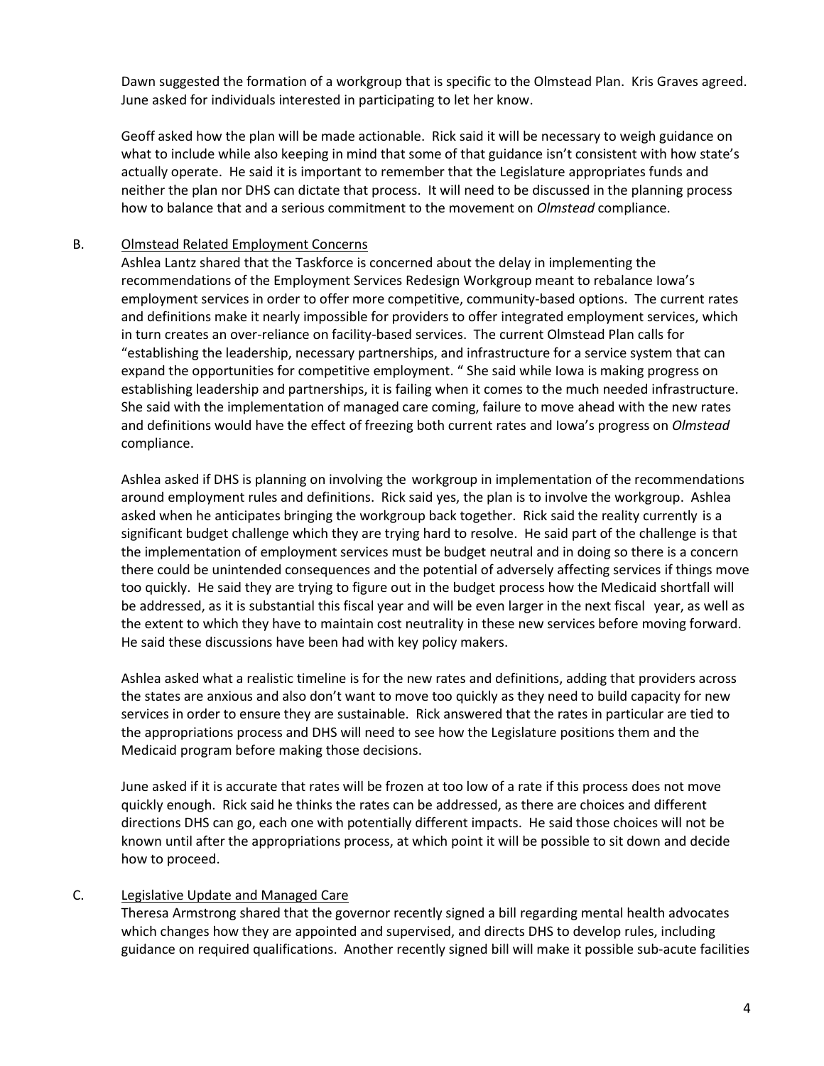Dawn suggested the formation of a workgroup that is specific to the Olmstead Plan. Kris Graves agreed. June asked for individuals interested in participating to let her know.

Geoff asked how the plan will be made actionable. Rick said it will be necessary to weigh guidance on what to include while also keeping in mind that some of that guidance isn't consistent with how state's actually operate. He said it is important to remember that the Legislature appropriates funds and neither the plan nor DHS can dictate that process. It will need to be discussed in the planning process how to balance that and a serious commitment to the movement on *Olmstead* compliance.

B. <u>Olmstead Related Employment Concerns</u>

Ashlea Lantz shared that the Taskforce is concerned about the delay in implementing the recommendations of the Employment Services Redesign Workgroup meant to rebalance Iowa's employment services in order to offer more competitive, community-based options. The current rates and definitions make it nearly impossible for providers to offer integrated employment services, which in turn creates an over-reliance on facility-based services. The current Olmstead Plan calls for "establishing the leadership, necessary partnerships, and infrastructure for a service system that can expand the opportunities for competitive employment. " She said while Iowa is making progress on establishing leadership and partnerships, it is failing when it comes to the much needed infrastructure. She said with the implementation of managed care coming, failure to move ahead with the new rates and definitions would have the effect of freezing both current rates and Iowa's progress on *Olmstead* compliance.

Ashlea asked if DHS is planning on involving the workgroup in implementation of the recommendations around employment rules and definitions. Rick said yes, the plan is to involve the workgroup. Ashlea asked when he anticipates bringing the workgroup back together. Rick said the reality currently is a significant budget challenge which they are trying hard to resolve. He said part of the challenge is that the implementation of employment services must be budget neutral and in doing so there is a concern there could be unintended consequences and the potential of adversely affecting services if things move too quickly. He said they are trying to figure out in the budget process how the Medicaid shortfall will be addressed, as it is substantial this fiscal year and will be even larger in the next fiscal year, as well as the extent to which they have to maintain cost neutrality in these new services before moving forward. He said these discussions have been had with key policy makers.

Ashlea asked what a realistic timeline is for the new rates and definitions, adding that providers across the states are anxious and also don't want to move too quickly as they need to build capacity for new services in order to ensure they are sustainable. Rick answered that the rates in particular are tied to the appropriations process and DHS will need to see how the Legislature positions them and the Medicaid program before making those decisions.

June asked if it is accurate that rates will be frozen at too low of a rate if this process does not move quickly enough. Rick said he thinks the rates can be addressed, as there are choices and different directions DHS can go, each one with potentially different impacts. He said those choices will not be known until after the appropriations process, at which point it will be possible to sit down and decide how to proceed.

C. <u>Legislative Update and Managed Care</u>

Theresa Armstrong shared that the governor recently signed a bill regarding mental health advocates which changes how they are appointed and supervised, and directs DHS to develop rules, including guidance on required qualifications. Another recently signed bill will make it possible sub-acute facilities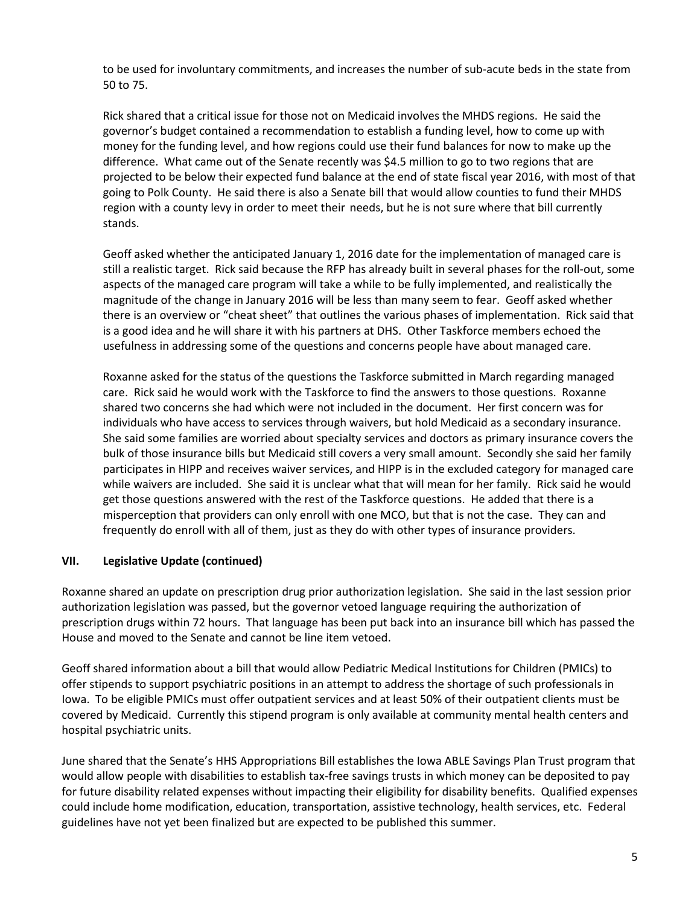to be used for involuntary commitments, and increases the number of sub-acute beds in the state from 50 to 75.

Rick shared that a critical issue for those not on Medicaid involves the MHDS regions. He said the governor's budget contained a recommendation to establish a funding level, how to come up with money for the funding level, and how regions could use their fund balances for now to make up the difference. What came out of the Senate recently was $4.5 million to go to two regions that are projected to be below their expected fund balance at the end of state fiscal year 2016, with most of that going to Polk County. He said there is also a Senate bill that would allow counties to fund their MHDS region with a county levy in order to meet their needs, but he is not sure where that bill currently stands.

Geoff asked whether the anticipated January 1, 2016 date for the implementation of managed care is still a realistic target. Rick said because the RFP has already built in several phases for the roll-out, some aspects of the managed care program will take a while to be fully implemented, and realistically the magnitude of the change in January 2016 will be less than many seem to fear. Geoff asked whether there is an overview or "cheat sheet" that outlines the various phases of implementation. Rick said that is a good idea and he will share it with his partners at DHS. Other Taskforce members echoed the usefulness in addressing some of the questions and concerns people have about managed care.

Roxanne asked for the status of the questions the Taskforce submitted in March regarding managed care. Rick said he would work with the Taskforce to find the answers to those questions. Roxanne shared two concerns she had which were not included in the document. Her first concern was for individuals who have access to services through waivers, but hold Medicaid as a secondary insurance. She said some families are worried about specialty services and doctors as primary insurance covers the bulk of those insurance bills but Medicaid still covers a very small amount. Secondly she said her family participates in HIPP and receives waiver services, and HIPP is in the excluded category for managed care while waivers are included. She said it is unclear what that will mean for her family. Rick said he would get those questions answered with the rest of the Taskforce questions. He added that there is a misperception that providers can only enroll with one MCO, but that is not the case. They can and frequently do enroll with all of them, just as they do with other types of insurance providers.

## VII. Legislative Update (continued)

Roxanne shared an update on prescription drug prior authorization legislation. She said in the last session prior authorization legislation was passed, but the governor vetoed language requiring the authorization of prescription drugs within 72 hours. That language has been put back into an insurance bill which has passed the House and moved to the Senate and cannot be line item vetoed.

Geoff shared information about a bill that would allow Pediatric Medical Institutions for Children (PMICs) to offer stipends to support psychiatric positions in an attempt to address the shortage of such professionals in Iowa. To be eligible PMICs must offer outpatient services and at least 50% of their outpatient clients must be covered by Medicaid. Currently this stipend program is only available at community mental health centers and hospital psychiatric units.

June shared that the Senate's HHS Appropriations Bill establishes the Iowa ABLE Savings Plan Trust program that would allow people with disabilities to establish tax-free savings trusts in which money can be deposited to pay for future disability related expenses without impacting their eligibility for disability benefits. Qualified expenses could include home modification, education, transportation, assistive technology, health services, etc. Federal guidelines have not yet been finalized but are expected to be published this summer.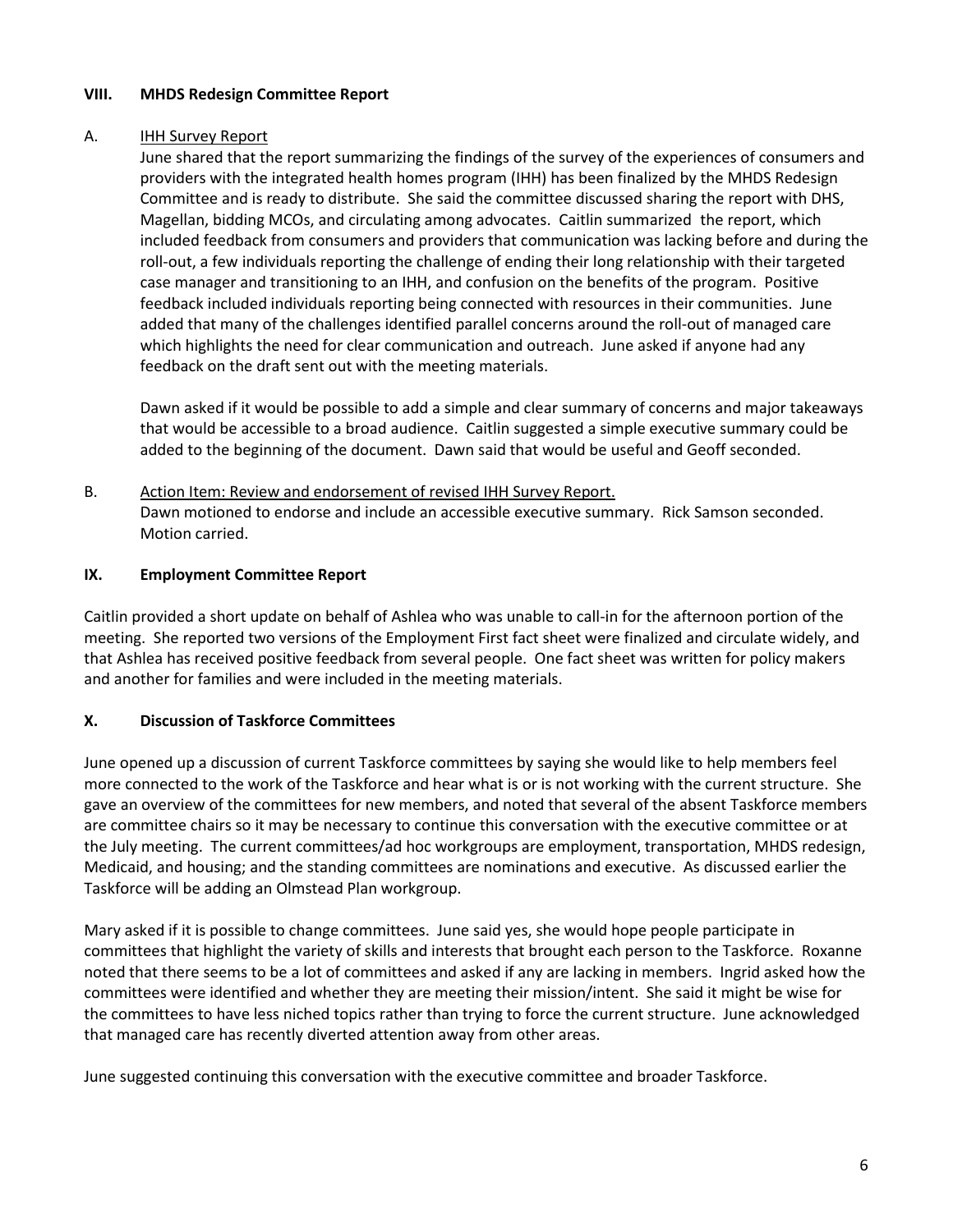## VIII. MHDS Redesign Committee Report

A. IHH Survey Report

June shared that the report summarizing the findings of the survey of the experiences of consumers and providers with the integrated health homes program (IHH) has been finalized by the MHDS Redesign Committee and is ready to distribute. She said the committee discussed sharing the report with DHS, Magellan, bidding MCOs, and circulating among advocates. Caitlin summarized the report, which included feedback from consumers and providers that communication was lacking before and during the roll-out, a few individuals reporting the challenge of ending their long relationship with their targeted case manager and transitioning to an IHH, and confusion on the benefits of the program. Positive feedback included individuals reporting being connected with resources in their communities. June added that many of the challenges identified parallel concerns around the roll-out of managed care which highlights the need for clear communication and outreach. June asked if anyone had any feedback on the draft sent out with the meeting materials.

Dawn asked if it would be possible to add a simple and clear summary of concerns and major takeaways that would be accessible to a broad audience. Caitlin suggested a simple executive summary could be added to the beginning of the document. Dawn said that would be useful and Geoff seconded.

B. Action Item: Review and endorsement of revised IHH Survey Report.

Dawn motioned to endorse and include an accessible executive summary. Rick Samson seconded. Motion carried.

## IX. Employment Committee Report

Caitlin provided a short update on behalf of Ashlea who was unable to call-in for the afternoon portion of the meeting. She reported two versions of the Employment First fact sheet were finalized and circulate widely, and that Ashlea has received positive feedback from several people. One fact sheet was written for policy makers and another for families and were included in the meeting materials.

## X. Discussion of Taskforce Committees

June opened up a discussion of current Taskforce committees by saying she would like to help members feel more connected to the work of the Taskforce and hear what is or is not working with the current structure. She gave an overview of the committees for new members, and noted that several of the absent Taskforce members are committee chairs so it may be necessary to continue this conversation with the executive committee or at the July meeting. The current committees/ad hoc workgroups are employment, transportation, MHDS redesign, Medicaid, and housing; and the standing committees are nominations and executive. As discussed earlier the Taskforce will be adding an Olmstead Plan workgroup.

Mary asked if it is possible to change committees. June said yes, she would hope people participate in committees that highlight the variety of skills and interests that brought each person to the Taskforce. Roxanne noted that there seems to be a lot of committees and asked if any are lacking in members. Ingrid asked how the committees were identified and whether they are meeting their mission/intent. She said it might be wise for the committees to have less niched topics rather than trying to force the current structure. June acknowledged that managed care has recently diverted attention away from other areas.

June suggested continuing this conversation with the executive committee and broader Taskforce.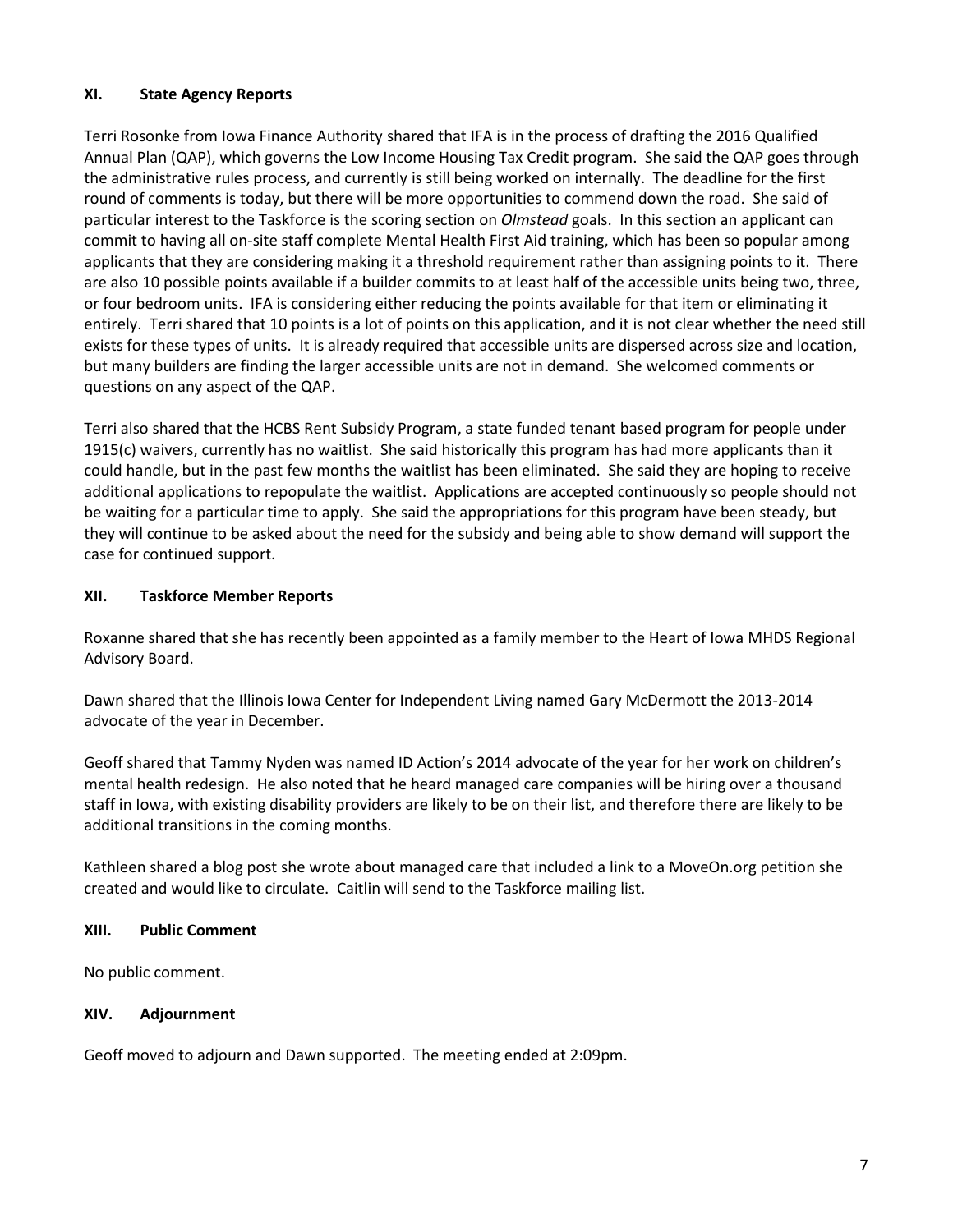## XI. State Agency Reports

Terri Rosonke from Iowa Finance Authority shared that IFA is in the process of drafting the 2016 Qualified Annual Plan (QAP), which governs the Low Income Housing Tax Credit program. She said the QAP goes through the administrative rules process, and currently is still being worked on internally. The deadline for the first round of comments is today, but there will be more opportunities to commend down the road. She said of particular interest to the Taskforce is the scoring section on *Olmstead* goals. In this section an applicant can commit to having all on-site staff complete Mental Health First Aid training, which has been so popular among applicants that they are considering making it a threshold requirement rather than assigning points to it. There are also 10 possible points available if a builder commits to at least half of the accessible units being two, three, or four bedroom units. IFA is considering either reducing the points available for that item or eliminating it entirely. Terri shared that 10 points is a lot of points on this application, and it is not clear whether the need still exists for these types of units. It is already required that accessible units are dispersed across size and location, but many builders are finding the larger accessible units are not in demand. She welcomed comments or questions on any aspect of the QAP.

Terri also shared that the HCBS Rent Subsidy Program, a state funded tenant based program for people under 1915(c) waivers, currently has no waitlist. She said historically this program has had more applicants than it could handle, but in the past few months the waitlist has been eliminated. She said they are hoping to receive additional applications to repopulate the waitlist. Applications are accepted continuously so people should not be waiting for a particular time to apply. She said the appropriations for this program have been steady, but they will continue to be asked about the need for the subsidy and being able to show demand will support the case for continued support.

## XII. Taskforce Member Reports

Roxanne shared that she has recently been appointed as a family member to the Heart of Iowa MHDS Regional Advisory Board.

Dawn shared that the Illinois Iowa Center for Independent Living named Gary McDermott the 2013-2014 advocate of the year in December.

Geoff shared that Tammy Nyden was named ID Action's 2014 advocate of the year for her work on children's mental health redesign. He also noted that he heard managed care companies will be hiring over a thousand staff in Iowa, with existing disability providers are likely to be on their list, and therefore there are likely to be additional transitions in the coming months.

Kathleen shared a blog post she wrote about managed care that included a link to a MoveOn.org petition she created and would like to circulate. Caitlin will send to the Taskforce mailing list.

## XIII. Public Comment

No public comment.

## XIV. Adjournment

Geoff moved to adjourn and Dawn supported. The meeting ended at 2:09pm.